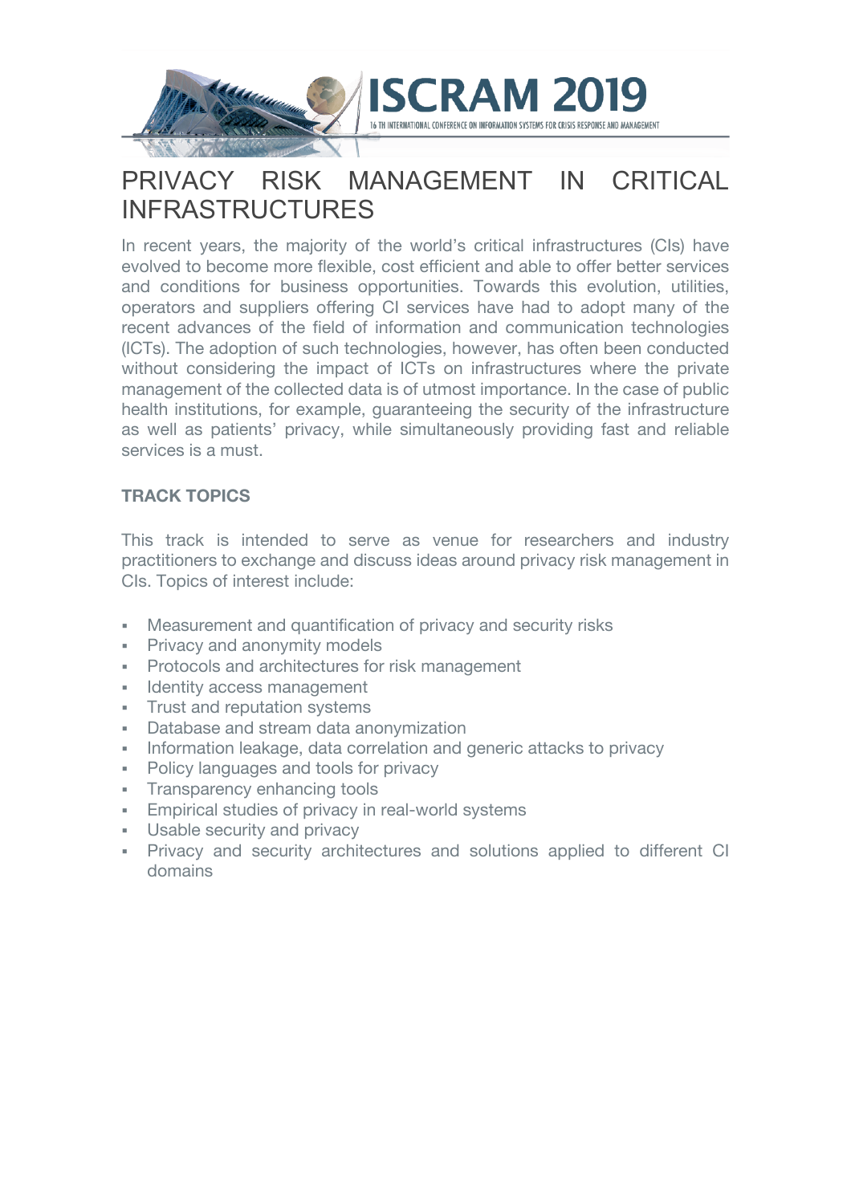ISCRAM 2019

16 TH INTERNATIONAL CONFERENCE ON INFORMATION SYSTEMS FOR CRISIS RESPONSE AND MANAGEMENT

# PRIVACY RISK MANAGEMENT IN CRITICAL INFRASTRUCTURES

In recent years, the majority of the world's critical infrastructures (CIs) have evolved to become more flexible, cost efficient and able to offer better services and conditions for business opportunities. Towards this evolution, utilities, operators and suppliers offering CI services have had to adopt many of the recent advances of the field of information and communication technologies (ICTs). The adoption of such technologies, however, has often been conducted without considering the impact of ICTs on infrastructures where the private management of the collected data is of utmost importance. In the case of public health institutions, for example, guaranteeing the security of the infrastructure as well as patients' privacy, while simultaneously providing fast and reliable services is a must.

## TRACK TOPICS

This track is intended to serve as venue for researchers and industry practitioners to exchange and discuss ideas around privacy risk management in CIs. Topics of interest include:

- Measurement and quantification of privacy and security risks
- Privacy and anonymity models
- Protocols and architectures for risk management
- Identity access management
- Trust and reputation systems
- Database and stream data anonymization
- Information leakage, data correlation and generic attacks to privacy
- Policy languages and tools for privacy
- Transparency enhancing tools
- Empirical studies of privacy in real-world systems
- Usable security and privacy
- Privacy and security architectures and solutions applied to different CI domains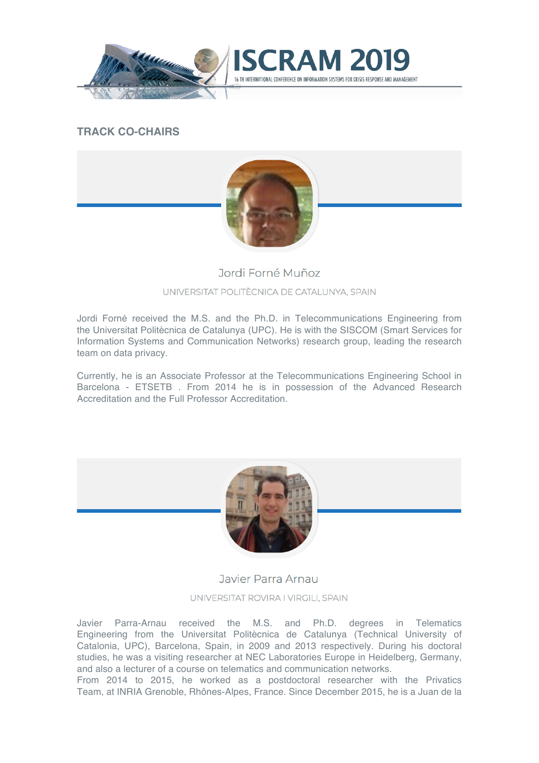## TRACK CO-CHAIRS

### Jordi Forné Muñoz

UNIVERSITAT POLITÈCNICA DE CATALUNYA, SPAIN

Jordi Forné received the M.S. and the Ph.D. in Telecommunications Engineering from the Universitat Politècnica de Catalunya (UPC). He is with the SISCOM (Smart Services for Information Systems and Communication Networks) research group, leading the research team on data privacy.

Currently, he is an Associate Professor at the Telecommunications Engineering School in Barcelona - ETSETB . From 2014 he is in possession of the Advanced Research Accreditation and the Full Professor Accreditation.

### Javier Parra Arnau

UNIVERSITAT ROVIRA I VIRGILI, SPAIN

Javier Parra-Arnau received the M.S. and Ph.D. degrees in Telematics Engineering from the Universitat Politècnica de Catalunya (Technical University of Catalonia, UPC), Barcelona, Spain, in 2009 and 2013 respectively. During his doctoral studies, he was a visiting researcher at NEC Laboratories Europe in Heidelberg, Germany, and also a lecturer of a course on telematics and communication networks.
From 2014 to 2015, he worked as a postdoctoral researcher with the Privatics Team, at INRIA Grenoble, Rhônes-Alpes, France. Since December 2015, he is a Juan de la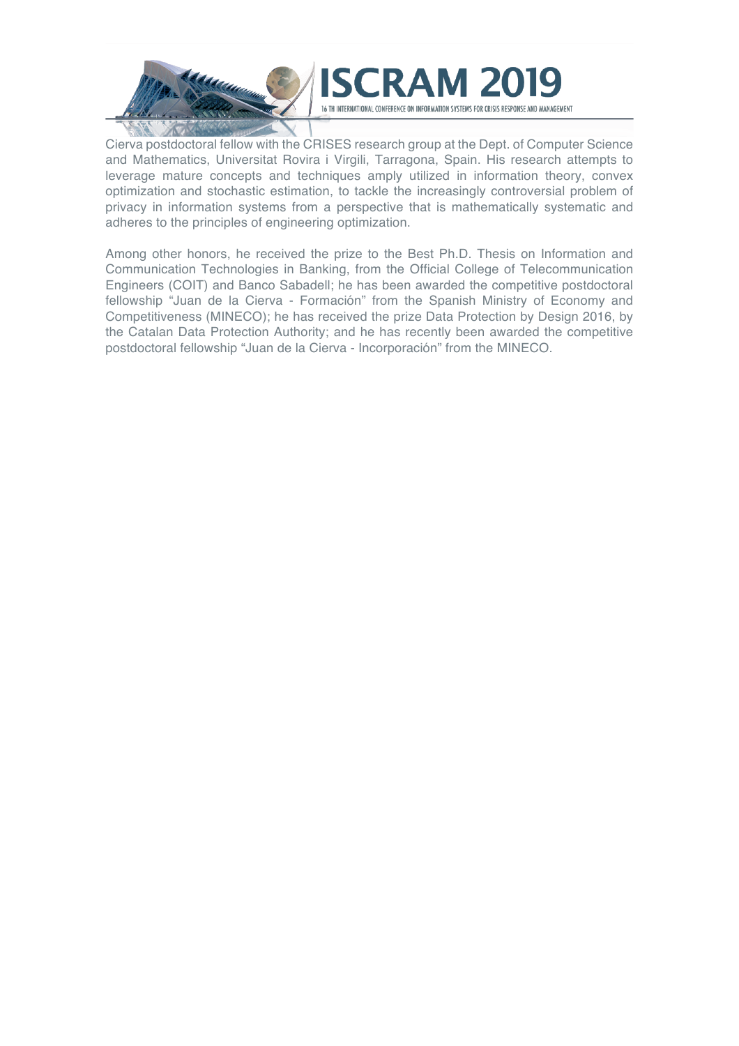Cierva postdoctoral fellow with the CRISES research group at the Dept. of Computer Science and Mathematics, Universitat Rovira i Virgili, Tarragona, Spain. His research attempts to leverage mature concepts and techniques amply utilized in information theory, convex optimization and stochastic estimation, to tackle the increasingly controversial problem of privacy in information systems from a perspective that is mathematically systematic and adheres to the principles of engineering optimization.

Among other honors, he received the prize to the Best Ph.D. Thesis on Information and Communication Technologies in Banking, from the Official College of Telecommunication Engineers (COIT) and Banco Sabadell; he has been awarded the competitive postdoctoral fellowship "Juan de la Cierva - Formación" from the Spanish Ministry of Economy and Competitiveness (MINECO); he has received the prize Data Protection by Design 2016, by the Catalan Data Protection Authority; and he has recently been awarded the competitive postdoctoral fellowship "Juan de la Cierva - Incorporación" from the MINECO.